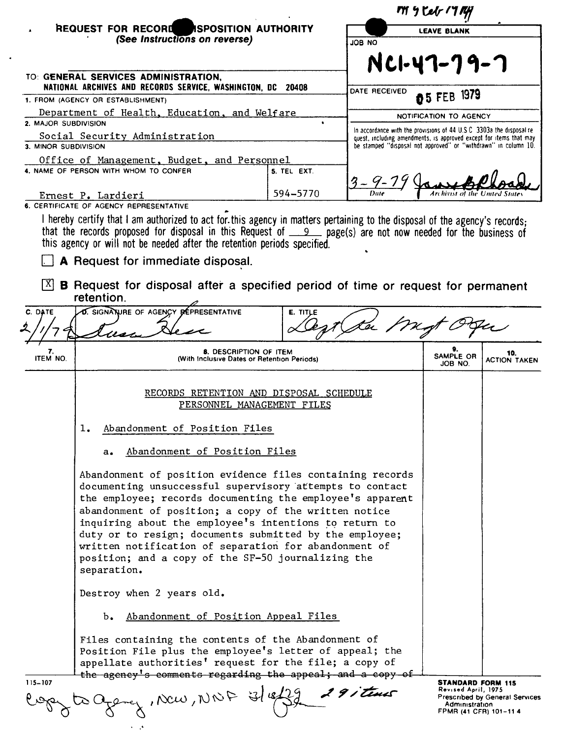NM 9 Feb 1979

**REQUEST FOR RECORDS DISPOSITION AUTHORITY**
*(See Instructions on reverse)*

| LEAVE BLANK |
|---|
| JOB NO: **NC1-47-79-7** |
| DATE RECEIVED: 05 FEB 1979 |
| NOTIFICATION TO AGENCY |
| In accordance with the provisions of 44 U.S.C. 3303a the disposal request, including amendments, is approved except for items that may be stamped "disposal not approved" or "withdrawn" in column 10. |
| 3-9-79 (Date) — Archivist of the United States |

TO: **GENERAL SERVICES ADMINISTRATION, NATIONAL ARCHIVES AND RECORDS SERVICE, WASHINGTON, DC 20408**

1. FROM (AGENCY OR ESTABLISHMENT): Department of Health, Education, and Welfare
2. MAJOR SUBDIVISION: Social Security Administration
3. MINOR SUBDIVISION: Office of Management, Budget, and Personnel
4. NAME OF PERSON WITH WHOM TO CONFER: Ernest P. Lardieri
5. TEL. EXT.: 594-5770

6. CERTIFICATE OF AGENCY REPRESENTATIVE

I hereby certify that I am authorized to act for this agency in matters pertaining to the disposal of the agency's records; that the records proposed for disposal in this Request of 9 page(s) are not now needed for the business of this agency or will not be needed after the retention periods specified.

☐ **A** Request for immediate disposal.

☒ **B** Request for disposal after a specified period of time or request for permanent retention.

| C. DATE | D. SIGNATURE OF AGENCY REPRESENTATIVE | E. TITLE |
|---|---|---|
| 2/1/79 | Susan Hess | Dept Rec Mgt Officer |

| 7. ITEM NO. | 8. DESCRIPTION OF ITEM (With Inclusive Dates or Retention Periods) | 9. SAMPLE OR JOB NO. | 10. ACTION TAKEN |
|---|---|---|---|

RECORDS RETENTION AND DISPOSAL SCHEDULE
PERSONNEL MANAGEMENT FILES

1. Abandonment of Position Files

   a. Abandonment of Position Files

Abandonment of position evidence files containing records documenting unsuccessful supervisory attempts to contact the employee; records documenting the employee's apparent abandonment of position; a copy of the written notice inquiring about the employee's intentions to return to duty or to resign; documents submitted by the employee; written notification of separation for abandonment of position; and a copy of the SF-50 journalizing the separation.

Destroy when 2 years old.

   b. Abandonment of Position Appeal Files

Files containing the contents of the Abandonment of Position File plus the employee's letter of appeal; the appellate authorities' request for the file; a copy of ~~the agency's comments regarding the appeal; and a copy of~~

115-107

Copy to agency, NCW, NNF 3/18/79 29 items

STANDARD FORM 115
Revised April, 1975
Prescribed by General Services Administration
FPMR (41 CFR) 101-11.4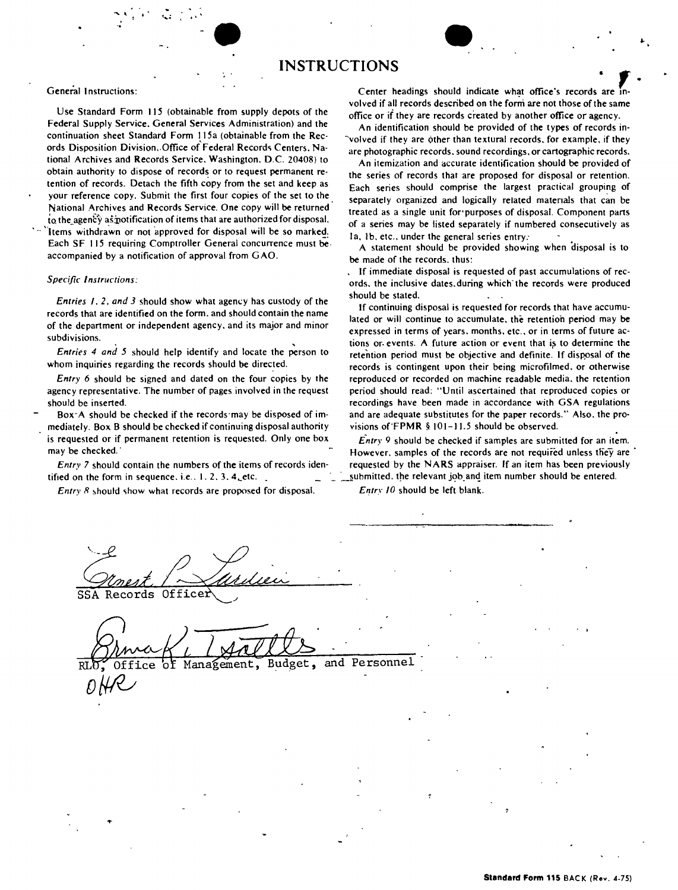# INSTRUCTIONS

General Instructions:

Use Standard Form 115 (obtainable from supply depots of the Federal Supply Service, General Services Administration) and the continuation sheet Standard Form 115a (obtainable from the Records Disposition Division, Office of Federal Records Centers, National Archives and Records Service, Washington, D.C. 20408) to obtain authority to dispose of records or to request permanent retention of records. Detach the fifth copy from the set and keep as your reference copy. Submit the first four copies of the set to the National Archives and Records Service. One copy will be returned to the agency as notification of items that are authorized for disposal. Items withdrawn or not approved for disposal will be so marked. Each SF 115 requiring Comptroller General concurrence must be accompanied by a notification of approval from GAO.

*Specific Instructions:*

*Entries 1, 2, and 3* should show what agency has custody of the records that are identified on the form, and should contain the name of the department or independent agency, and its major and minor subdivisions.

*Entries 4 and 5* should help identify and locate the person to whom inquiries regarding the records should be directed.

*Entry 6* should be signed and dated on the four copies by the agency representative. The number of pages involved in the request should be inserted.

Box A should be checked if the records may be disposed of immediately. Box B should be checked if continuing disposal authority is requested or if permanent retention is requested. Only one box may be checked.

*Entry 7* should contain the numbers of the items of records identified on the form in sequence, i.e., 1, 2, 3, 4, etc.

*Entry 8* should show what records are proposed for disposal.

Center headings should indicate what office's records are involved if all records described on the form are not those of the same office or if they are records created by another office or agency.

An identification should be provided of the types of records involved if they are other than textural records, for example, if they are photographic records, sound recordings, or cartographic records.

An itemization and accurate identification should be provided of the series of records that are proposed for disposal or retention. Each series should comprise the largest practical grouping of separately organized and logically related materials that can be treated as a single unit for purposes of disposal. Component parts of a series may be listed separately if numbered consecutively as 1a, 1b, etc., under the general series entry.

A statement should be provided showing when disposal is to be made of the records, thus:

If immediate disposal is requested of past accumulations of records, the inclusive dates during which the records were produced should be stated.

If continuing disposal is requested for records that have accumulated or will continue to accumulate, the retention period may be expressed in terms of years, months, etc., or in terms of future actions or events. A future action or event that is to determine the retention period must be objective and definite. If disposal of the records is contingent upon their being microfilmed, or otherwise reproduced or recorded on machine readable media, the retention period should read: "Until ascertained that reproduced copies or recordings have been made in accordance with GSA regulations and are adequate substitutes for the paper records." Also, the provisions of FPMR § 101-11.5 should be observed.

*Entry 9* should be checked if samples are submitted for an item. However, samples of the records are not required unless they are requested by the NARS appraiser. If an item has been previously submitted, the relevant job and item number should be entered.

*Entry 10* should be left blank.

Ernest P. Sardieri
SSA Records Officer

Erma K. Tsallis
RLO, Office of Management, Budget, and Personnel
OHR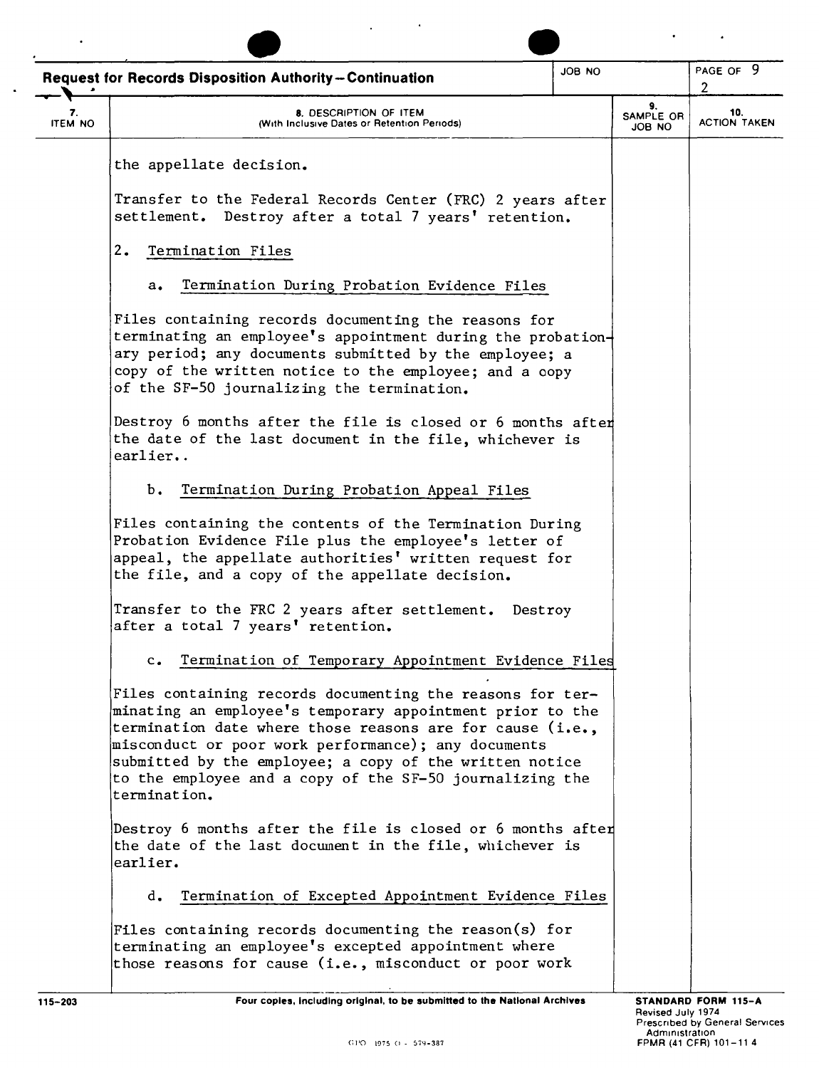**Request for Records Disposition Authority—Continuation**

| 7. ITEM NO | 8. DESCRIPTION OF ITEM (With Inclusive Dates or Retention Periods) | 9. SAMPLE OR JOB NO | 10. ACTION TAKEN |
|---|---|---|---|

the appellate decision.

Transfer to the Federal Records Center (FRC) 2 years after settlement. Destroy after a total 7 years' retention.

2. Termination Files

a. Termination During Probation Evidence Files

Files containing records documenting the reasons for terminating an employee's appointment during the probationary period; any documents submitted by the employee; a copy of the written notice to the employee; and a copy of the SF-50 journalizing the termination.

Destroy 6 months after the file is closed or 6 months after the date of the last document in the file, whichever is earlier..

b. Termination During Probation Appeal Files

Files containing the contents of the Termination During Probation Evidence File plus the employee's letter of appeal, the appellate authorities' written request for the file, and a copy of the appellate decision.

Transfer to the FRC 2 years after settlement. Destroy after a total 7 years' retention.

c. Termination of Temporary Appointment Evidence Files

Files containing records documenting the reasons for terminating an employee's temporary appointment prior to the termination date where those reasons are for cause (i.e., misconduct or poor work performance); any documents submitted by the employee; a copy of the written notice to the employee and a copy of the SF-50 journalizing the termination.

Destroy 6 months after the file is closed or 6 months after the date of the last document in the file, whichever is earlier.

d. Termination of Excepted Appointment Evidence Files

Files containing records documenting the reason(s) for terminating an employee's excepted appointment where those reasons for cause (i.e., misconduct or poor work

115-203 Four copies, including original, to be submitted to the National Archives

STANDARD FORM 115-A
Revised July 1974
Prescribed by General Services Administration
FPMR (41 CFR) 101-11 4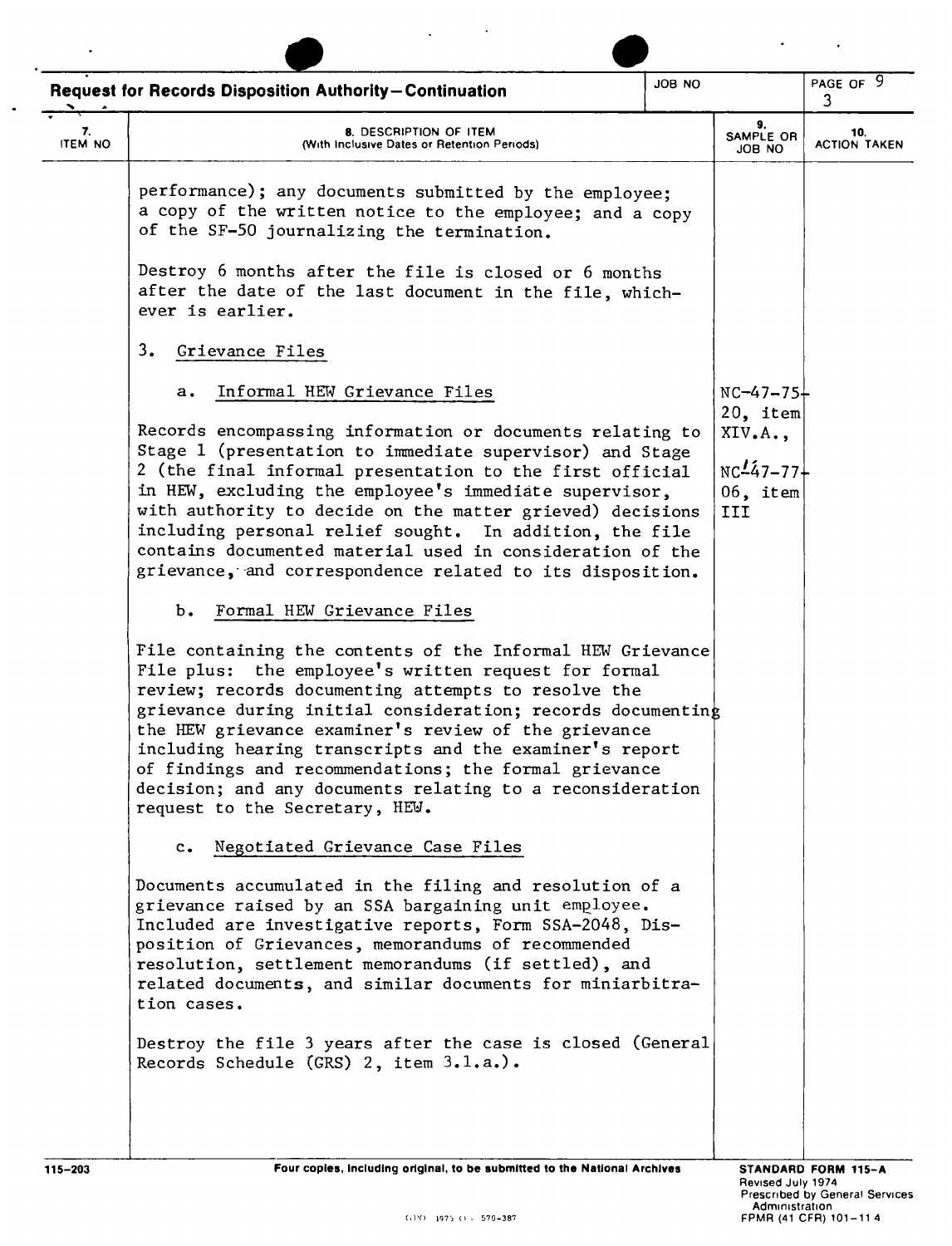**Request for Records Disposition Authority—Continuation**

| 7. ITEM NO | 8. DESCRIPTION OF ITEM (With Inclusive Dates or Retention Periods) | 9. SAMPLE OR JOB NO | 10. ACTION TAKEN |
|---|---|---|---|
| | performance); any documents submitted by the employee; a copy of the written notice to the employee; and a copy of the SF-50 journalizing the termination. | | |
| | Destroy 6 months after the file is closed or 6 months after the date of the last document in the file, whichever is earlier. | | |
| | 3. Grievance Files | | |
| | a. Informal HEW Grievance Files | NC-47-75-20, item XIV.A., | |
| | Records encompassing information or documents relating to Stage 1 (presentation to immediate supervisor) and Stage 2 (the final informal presentation to the first official in HEW, excluding the employee's immediate supervisor, with authority to decide on the matter grieved) decisions including personal relief sought. In addition, the file contains documented material used in consideration of the grievance, and correspondence related to its disposition. | NC1-47-77-06, item III | |
| | b. Formal HEW Grievance Files | | |
| | File containing the contents of the Informal HEW Grievance File plus: the employee's written request for formal review; records documenting attempts to resolve the grievance during initial consideration; records documenting the HEW grievance examiner's review of the grievance including hearing transcripts and the examiner's report of findings and recommendations; the formal grievance decision; and any documents relating to a reconsideration request to the Secretary, HEW. | | |
| | c. Negotiated Grievance Case Files | | |
| | Documents accumulated in the filing and resolution of a grievance raised by an SSA bargaining unit employee. Included are investigative reports, Form SSA-2048, Disposition of Grievances, memorandums of recommended resolution, settlement memorandums (if settled), and related documents, and similar documents for miniarbitration cases. | | |
| | Destroy the file 3 years after the case is closed (General Records Schedule (GRS) 2, item 3.1.a.). | | |

Four copies, including original, to be submitted to the National Archives

STANDARD FORM 115-A
Revised July 1974
Prescribed by General Services Administration
FPMR (41 CFR) 101-11.4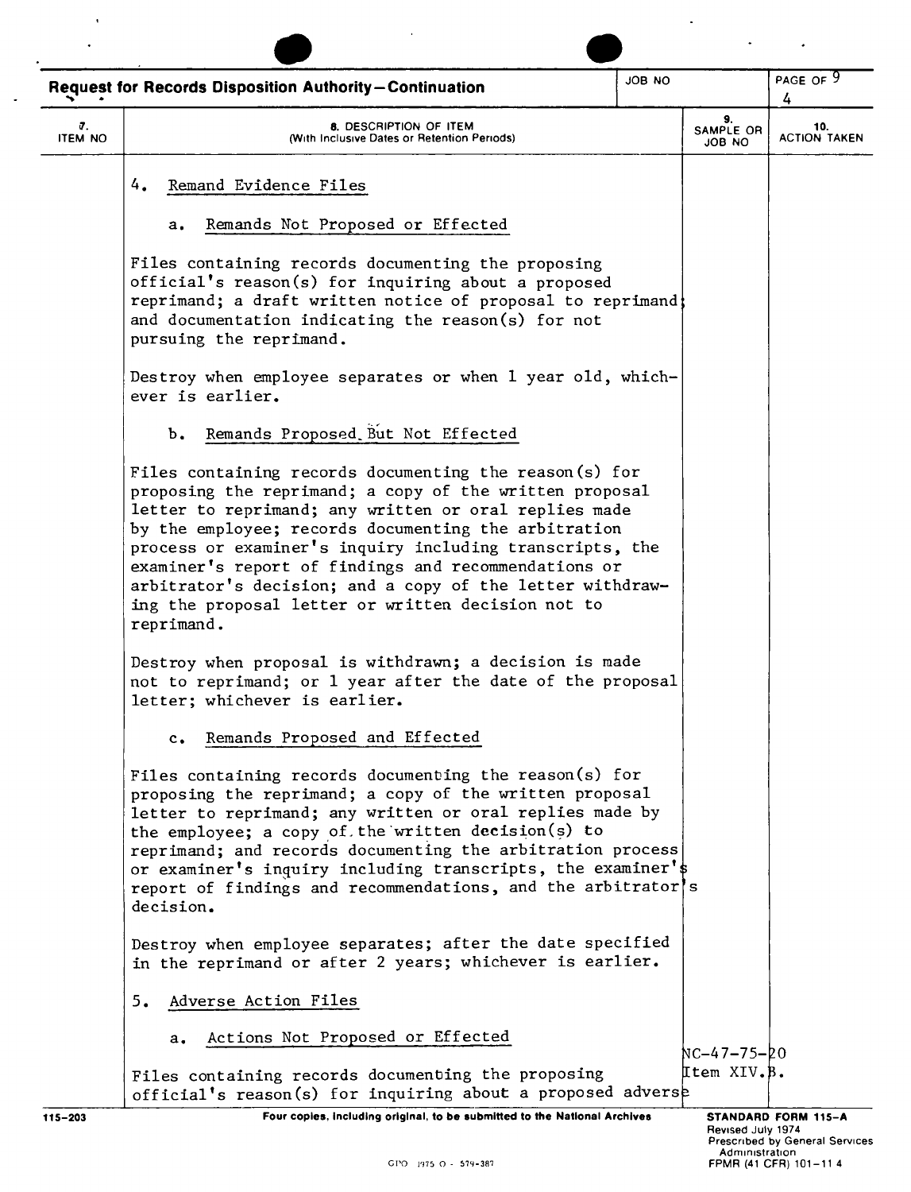**Request for Records Disposition Authority—Continuation**

| 7. ITEM NO | 8. DESCRIPTION OF ITEM (With Inclusive Dates or Retention Periods) | 9. SAMPLE OR JOB NO | 10. ACTION TAKEN |
|---|---|---|---|
| | 4. Remand Evidence Files<br><br>a. Remands Not Proposed or Effected<br><br>Files containing records documenting the proposing official's reason(s) for inquiring about a proposed reprimand; a draft written notice of proposal to reprimand; and documentation indicating the reason(s) for not pursuing the reprimand.<br><br>Destroy when employee separates or when 1 year old, whichever is earlier.<br><br>b. Remands Proposed But Not Effected<br><br>Files containing records documenting the reason(s) for proposing the reprimand; a copy of the written proposal letter to reprimand; any written or oral replies made by the employee; records documenting the arbitration process or examiner's inquiry including transcripts, the examiner's report of findings and recommendations or arbitrator's decision; and a copy of the letter withdrawing the proposal letter or written decision not to reprimand.<br><br>Destroy when proposal is withdrawn; a decision is made not to reprimand; or 1 year after the date of the proposal letter; whichever is earlier.<br><br>c. Remands Proposed and Effected<br><br>Files containing records documenting the reason(s) for proposing the reprimand; a copy of the written proposal letter to reprimand; any written or oral replies made by the employee; a copy of the written decision(s) to reprimand; and records documenting the arbitration process or examiner's inquiry including transcripts, the examiner's report of findings and recommendations, and the arbitrator's decision.<br><br>Destroy when employee separates; after the date specified in the reprimand or after 2 years; whichever is earlier.<br><br>5. Adverse Action Files<br><br>a. Actions Not Proposed or Effected<br><br>Files containing records documenting the proposing official's reason(s) for inquiring about a proposed adverse | NC-47-75-20 Item XIV.B. | |

Four copies, including original, to be submitted to the National Archives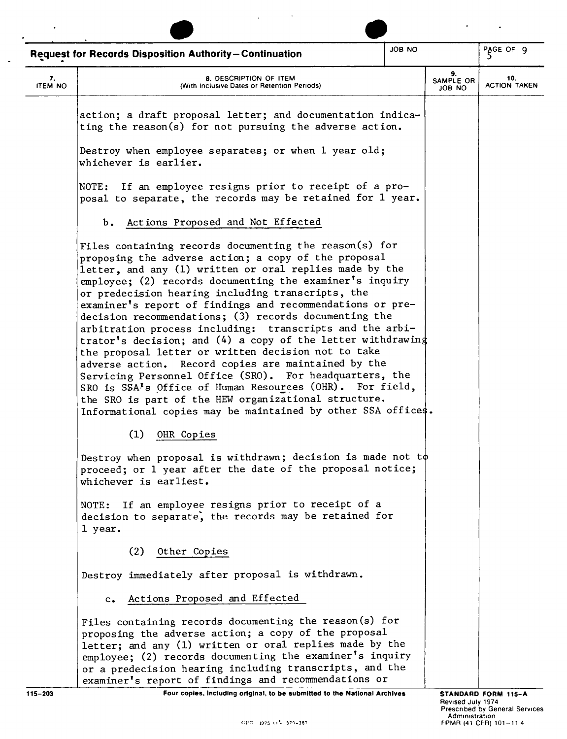**Request for Records Disposition Authority—Continuation**

| 7. ITEM NO | 8. DESCRIPTION OF ITEM (With Inclusive Dates or Retention Periods) | 9. SAMPLE OR JOB NO | 10. ACTION TAKEN |
|---|---|---|---|

action; a draft proposal letter; and documentation indicating the reason(s) for not pursuing the adverse action.

Destroy when employee separates; or when 1 year old; whichever is earlier.

NOTE: If an employee resigns prior to receipt of a proposal to separate, the records may be retained for 1 year.

b. Actions Proposed and Not Effected

Files containing records documenting the reason(s) for proposing the adverse action; a copy of the proposal letter, and any (1) written or oral replies made by the employee; (2) records documenting the examiner's inquiry or predecision hearing including transcripts, the examiner's report of findings and recommendations or predecision recommendations; (3) records documenting the arbitration process including: transcripts and the arbitrator's decision; and (4) a copy of the letter withdrawing the proposal letter or written decision not to take adverse action. Record copies are maintained by the Servicing Personnel Office (SRO). For headquarters, the SRO is SSA's Office of Human Resources (OHR). For field, the SRO is part of the HEW organizational structure. Informational copies may be maintained by other SSA offices.

(1) OHR Copies

Destroy when proposal is withdrawn; decision is made not to proceed; or 1 year after the date of the proposal notice; whichever is earliest.

NOTE: If an employee resigns prior to receipt of a decision to separate, the records may be retained for 1 year.

(2) Other Copies

Destroy immediately after proposal is withdrawn.

c. Actions Proposed and Effected

Files containing records documenting the reason(s) for proposing the adverse action; a copy of the proposal letter; and any (1) written or oral replies made by the employee; (2) records documenting the examiner's inquiry or a predecision hearing including transcripts, and the examiner's report of findings and recommendations or

115-203 Four copies, including original, to be submitted to the National Archives

STANDARD FORM 115-A
Revised July 1974
Prescribed by General Services Administration
FPMR (41 CFR) 101-11.4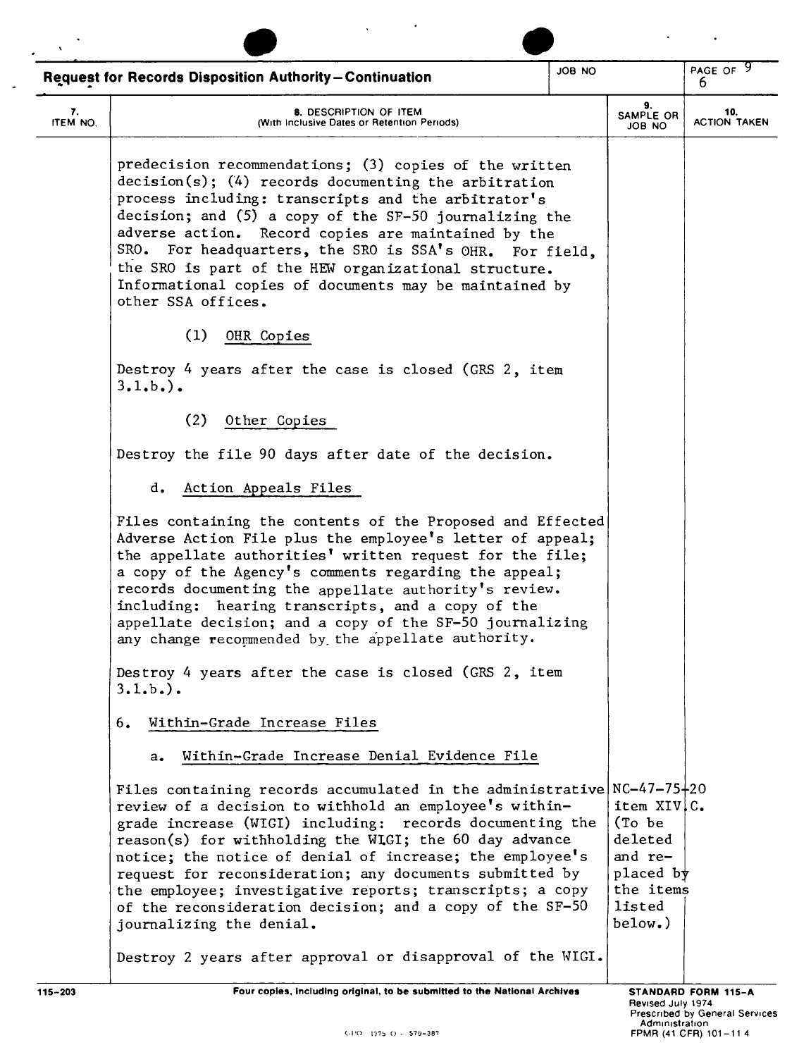## Request for Records Disposition Authority—Continuation

| 7. ITEM NO. | 8. DESCRIPTION OF ITEM (With Inclusive Dates or Retention Periods) | 9. SAMPLE OR JOB NO | 10. ACTION TAKEN |
|---|---|---|---|
| | predecision recommendations; (3) copies of the written decision(s); (4) records documenting the arbitration process including: transcripts and the arbitrator's decision; and (5) a copy of the SF-50 journalizing the adverse action. Record copies are maintained by the SRO. For headquarters, the SRO is SSA's OHR. For field, the SRO is part of the HEW organizational structure. Informational copies of documents may be maintained by other SSA offices. | | |
| | (1) OHR Copies | | |
| | Destroy 4 years after the case is closed (GRS 2, item 3.1.b.). | | |
| | (2) Other Copies | | |
| | Destroy the file 90 days after date of the decision. | | |
| | d. Action Appeals Files | | |
| | Files containing the contents of the Proposed and Effected Adverse Action File plus the employee's letter of appeal; the appellate authorities' written request for the file; a copy of the Agency's comments regarding the appeal; records documenting the appellate authority's review. including: hearing transcripts, and a copy of the appellate decision; and a copy of the SF-50 journalizing any change recommended by the appellate authority. | | |
| | Destroy 4 years after the case is closed (GRS 2, item 3.1.b.). | | |
| | 6. Within-Grade Increase Files | | |
| | a. Within-Grade Increase Denial Evidence File | | |
| | Files containing records accumulated in the administrative review of a decision to withhold an employee's within-grade increase (WIGI) including: records documenting the reason(s) for withholding the WIGI; the 60 day advance notice; the notice of denial of increase; the employee's request for reconsideration; any documents submitted by the employee; investigative reports; transcripts; a copy of the reconsideration decision; and a copy of the SF-50 journalizing the denial. | NC-47-75-20 item XIV.C. (To be deleted and replaced by the items listed below.) | |
| | Destroy 2 years after approval or disapproval of the WIGI. | | |

115-203 Four copies, including original, to be submitted to the National Archives

STANDARD FORM 115-A
Revised July 1974
Prescribed by General Services Administration
FPMR (41 CFR) 101-11.4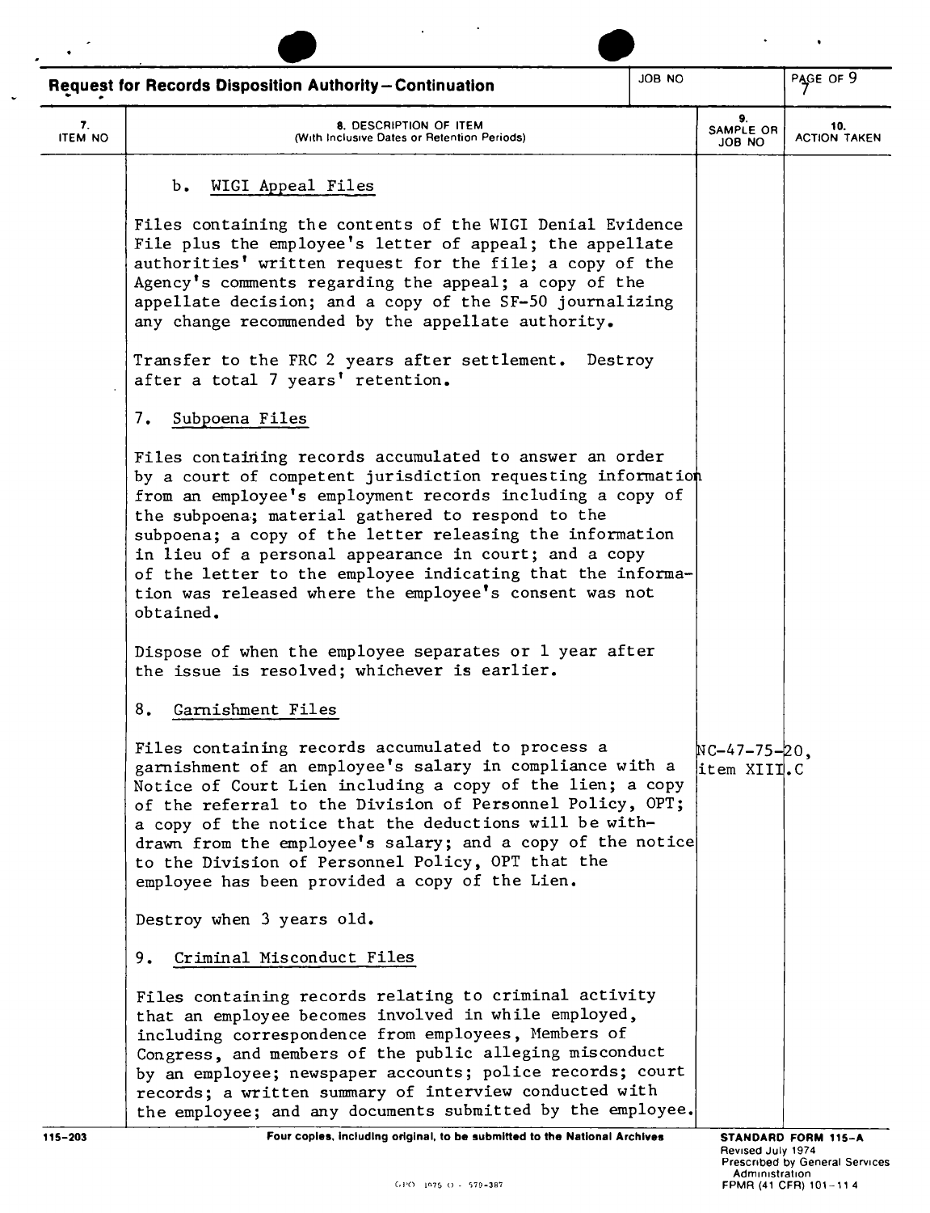**Request for Records Disposition Authority—Continuation**

| 7. ITEM NO | 8. DESCRIPTION OF ITEM (With Inclusive Dates or Retention Periods) | 9. SAMPLE OR JOB NO | 10. ACTION TAKEN |
|---|---|---|---|
| | b. WIGI Appeal Files<br><br>Files containing the contents of the WIGI Denial Evidence File plus the employee's letter of appeal; the appellate authorities' written request for the file; a copy of the Agency's comments regarding the appeal; a copy of the appellate decision; and a copy of the SF-50 journalizing any change recommended by the appellate authority.<br><br>Transfer to the FRC 2 years after settlement. Destroy after a total 7 years' retention. | | |
| | 7. Subpoena Files<br><br>Files containing records accumulated to answer an order by a court of competent jurisdiction requesting information from an employee's employment records including a copy of the subpoena; material gathered to respond to the subpoena; a copy of the letter releasing the information in lieu of a personal appearance in court; and a copy of the letter to the employee indicating that the information was released where the employee's consent was not obtained.<br><br>Dispose of when the employee separates or 1 year after the issue is resolved; whichever is earlier. | | |
| | 8. Garnishment Files<br><br>Files containing records accumulated to process a garnishment of an employee's salary in compliance with a Notice of Court Lien including a copy of the lien; a copy of the referral to the Division of Personnel Policy, OPT; a copy of the notice that the deductions will be withdrawn from the employee's salary; and a copy of the notice to the Division of Personnel Policy, OPT that the employee has been provided a copy of the Lien.<br><br>Destroy when 3 years old. | NC-47-75-20, item XIII.C | |
| | 9. Criminal Misconduct Files<br><br>Files containing records relating to criminal activity that an employee becomes involved in while employed, including correspondence from employees, Members of Congress, and members of the public alleging misconduct by an employee; newspaper accounts; police records; court records; a written summary of interview conducted with the employee; and any documents submitted by the employee. | | |

Four copies, including original, to be submitted to the National Archives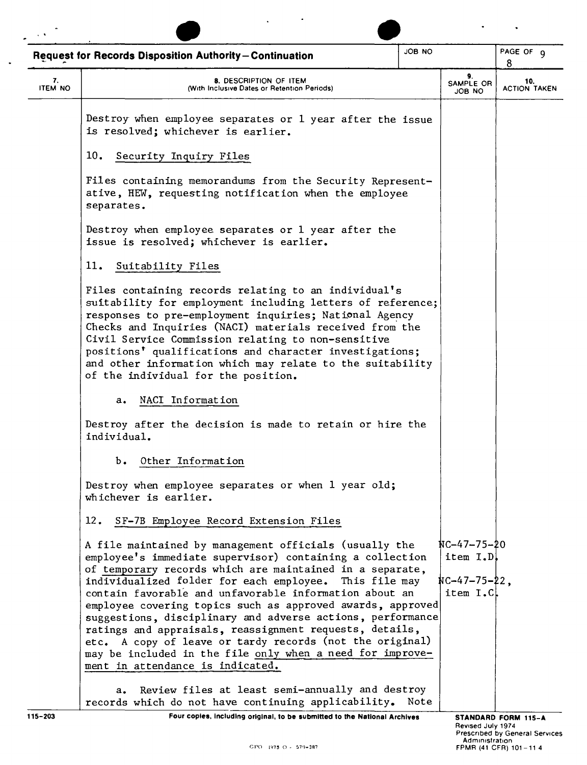## Request for Records Disposition Authority—Continuation

| 7. ITEM NO | 8. DESCRIPTION OF ITEM (With Inclusive Dates or Retention Periods) | 9. SAMPLE OR JOB NO | 10. ACTION TAKEN |
|---|---|---|---|
| | Destroy when employee separates or 1 year after the issue is resolved; whichever is earlier. | | |
| | 10. <u>Security Inquiry Files</u> | | |
| | Files containing memorandums from the Security Representative, HEW, requesting notification when the employee separates. | | |
| | Destroy when employee separates or 1 year after the issue is resolved; whichever is earlier. | | |
| | 11. <u>Suitability Files</u> | | |
| | Files containing records relating to an individual's suitability for employment including letters of reference; responses to pre-employment inquiries; National Agency Checks and Inquiries (NACI) materials received from the Civil Service Commission relating to non-sensitive positions' qualifications and character investigations; and other information which may relate to the suitability of the individual for the position. | | |
| | a. <u>NACI Information</u> | | |
| | Destroy after the decision is made to retain or hire the individual. | | |
| | b. <u>Other Information</u> | | |
| | Destroy when employee separates or when 1 year old; whichever is earlier. | | |
| | 12. <u>SF-7B Employee Record Extension Files</u> | | |
| | A file maintained by management officials (usually the employee's immediate supervisor) containing a collection of <u>temporary</u> records which are maintained in a separate, individualized folder for each employee. This file may contain favorable and unfavorable information about an employee covering topics such as approved awards, approved suggestions, disciplinary and adverse actions, performance ratings and appraisals, reassignment requests, details, etc. A copy of leave or tardy records (not the original) may be included in the file <u>only when a need for improvement in attendance is indicated.</u> | NC-47-75-20 item I.D. NC-47-75-22, item I.C. | |
| | a. Review files at least semi-annually and destroy records which do not have continuing applicability. Note | | |

Four copies, including original, to be submitted to the National Archives

STANDARD FORM 115-A
Revised July 1974
Prescribed by General Services Administration
FPMR (41 CFR) 101-11.4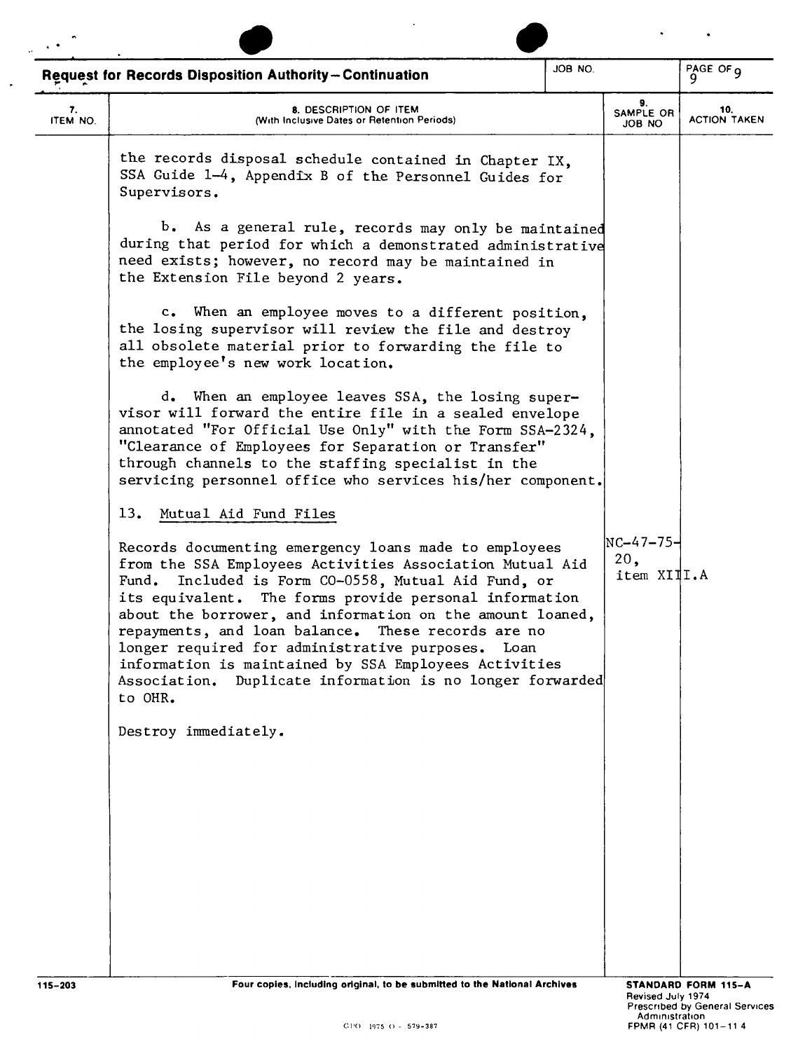**Request for Records Disposition Authority – Continuation**

| 7. ITEM NO. | 8. DESCRIPTION OF ITEM (With Inclusive Dates or Retention Periods) | 9. SAMPLE OR JOB NO | 10. ACTION TAKEN |
|---|---|---|---|
| | the records disposal schedule contained in Chapter IX, SSA Guide 1-4, Appendix B of the Personnel Guides for Supervisors. | | |
| | b. As a general rule, records may only be maintained during that period for which a demonstrated administrative need exists; however, no record may be maintained in the Extension File beyond 2 years. | | |
| | c. When an employee moves to a different position, the losing supervisor will review the file and destroy all obsolete material prior to forwarding the file to the employee's new work location. | | |
| | d. When an employee leaves SSA, the losing supervisor will forward the entire file in a sealed envelope annotated "For Official Use Only" with the Form SSA-2324, "Clearance of Employees for Separation or Transfer" through channels to the staffing specialist in the servicing personnel office who services his/her component. | | |
| | 13. Mutual Aid Fund Files | | |
| | Records documenting emergency loans made to employees from the SSA Employees Activities Association Mutual Aid Fund. Included is Form CO-0558, Mutual Aid Fund, or its equivalent. The forms provide personal information about the borrower, and information on the amount loaned, repayments, and loan balance. These records are no longer required for administrative purposes. Loan information is maintained by SSA Employees Activities Association. Duplicate information is no longer forwarded to OHR. | NC-47-75-20, item XIII.A | |
| | Destroy immediately. | | |

115-203 Four copies, including original, to be submitted to the National Archives

STANDARD FORM 115-A
Revised July 1974
Prescribed by General Services Administration
FPMR (41 CFR) 101-11 4